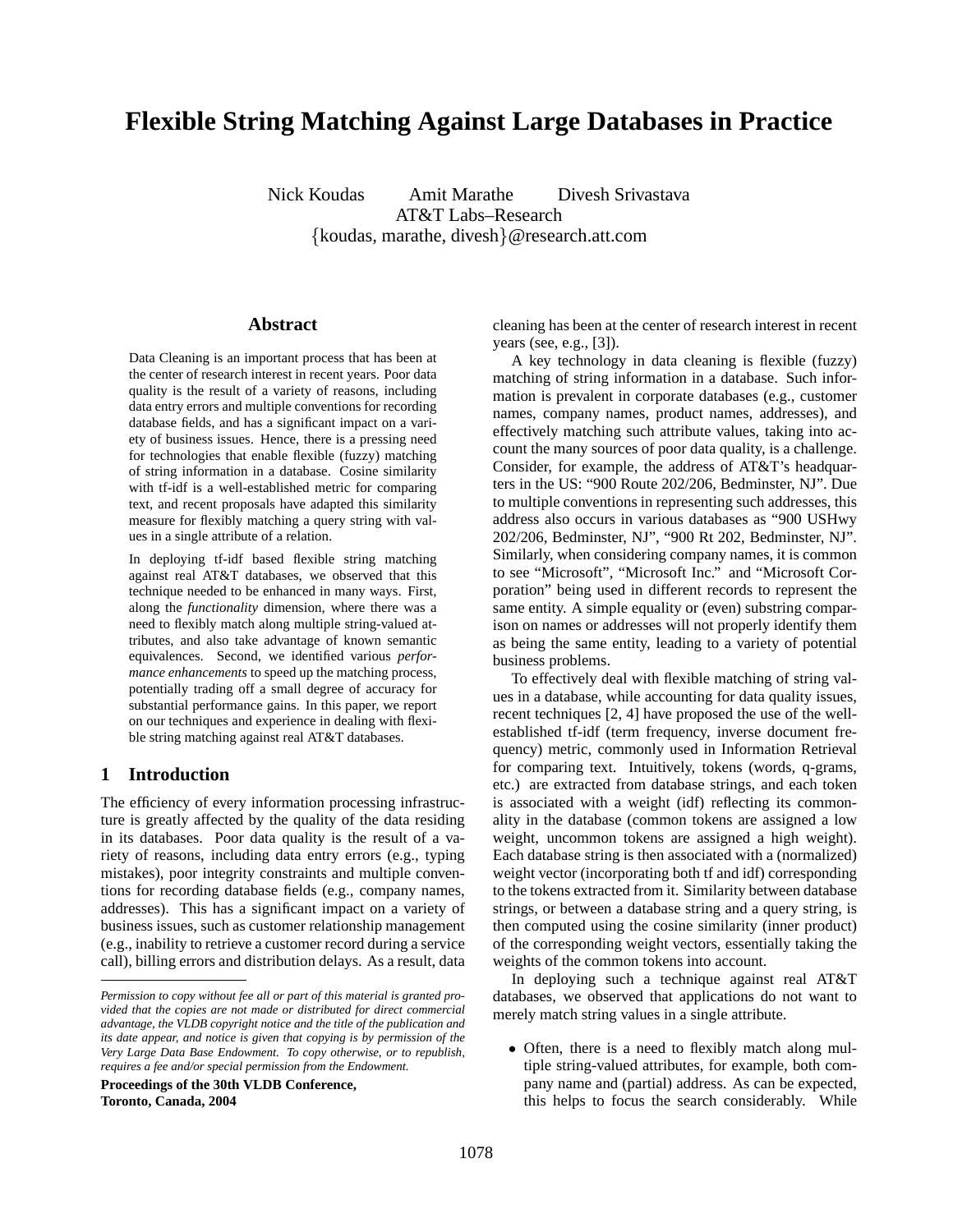# Flexible String Matching Against Large Databases in Practice

Nick Koudas    Amit Marathe    Divesh Srivastava
AT&T Labs–Research
{koudas, marathe, divesh}@research.att.com

## Abstract

Data Cleaning is an important process that has been at the center of research interest in recent years. Poor data quality is the result of a variety of reasons, including data entry errors and multiple conventions for recording database fields, and has a significant impact on a variety of business issues. Hence, there is a pressing need for technologies that enable flexible (fuzzy) matching of string information in a database. Cosine similarity with tf-idf is a well-established metric for comparing text, and recent proposals have adapted this similarity measure for flexibly matching a query string with values in a single attribute of a relation.

In deploying tf-idf based flexible string matching against real AT&T databases, we observed that this technique needed to be enhanced in many ways. First, along the *functionality* dimension, where there was a need to flexibly match along multiple string-valued attributes, and also take advantage of known semantic equivalences. Second, we identified various *performance enhancements* to speed up the matching process, potentially trading off a small degree of accuracy for substantial performance gains. In this paper, we report on our techniques and experience in dealing with flexible string matching against real AT&T databases.

## 1 Introduction

The efficiency of every information processing infrastructure is greatly affected by the quality of the data residing in its databases. Poor data quality is the result of a variety of reasons, including data entry errors (e.g., typing mistakes), poor integrity constraints and multiple conventions for recording database fields (e.g., company names, addresses). This has a significant impact on a variety of business issues, such as customer relationship management (e.g., inability to retrieve a customer record during a service call), billing errors and distribution delays. As a result, data cleaning has been at the center of research interest in recent years (see, e.g., [3]).

*Permission to copy without fee all or part of this material is granted provided that the copies are not made or distributed for direct commercial advantage, the VLDB copyright notice and the title of the publication and its date appear, and notice is given that copying is by permission of the Very Large Data Base Endowment. To copy otherwise, or to republish, requires a fee and/or special permission from the Endowment.*

**Proceedings of the 30th VLDB Conference, Toronto, Canada, 2004**

A key technology in data cleaning is flexible (fuzzy) matching of string information in a database. Such information is prevalent in corporate databases (e.g., customer names, company names, product names, addresses), and effectively matching such attribute values, taking into account the many sources of poor data quality, is a challenge. Consider, for example, the address of AT&T's headquarters in the US: "900 Route 202/206, Bedminster, NJ". Due to multiple conventions in representing such addresses, this address also occurs in various databases as "900 USHwy 202/206, Bedminster, NJ", "900 Rt 202, Bedminster, NJ". Similarly, when considering company names, it is common to see "Microsoft", "Microsoft Inc." and "Microsoft Corporation" being used in different records to represent the same entity. A simple equality or (even) substring comparison on names or addresses will not properly identify them as being the same entity, leading to a variety of potential business problems.

To effectively deal with flexible matching of string values in a database, while accounting for data quality issues, recent techniques [2, 4] have proposed the use of the well-established tf-idf (term frequency, inverse document frequency) metric, commonly used in Information Retrieval for comparing text. Intuitively, tokens (words, q-grams, etc.) are extracted from database strings, and each token is associated with a weight (idf) reflecting its commonality in the database (common tokens are assigned a low weight, uncommon tokens are assigned a high weight). Each database string is then associated with a (normalized) weight vector (incorporating both tf and idf) corresponding to the tokens extracted from it. Similarity between database strings, or between a database string and a query string, is then computed using the cosine similarity (inner product) of the corresponding weight vectors, essentially taking the weights of the common tokens into account.

In deploying such a technique against real AT&T databases, we observed that applications do not want to merely match string values in a single attribute.

- Often, there is a need to flexibly match along multiple string-valued attributes, for example, both company name and (partial) address. As can be expected, this helps to focus the search considerably. While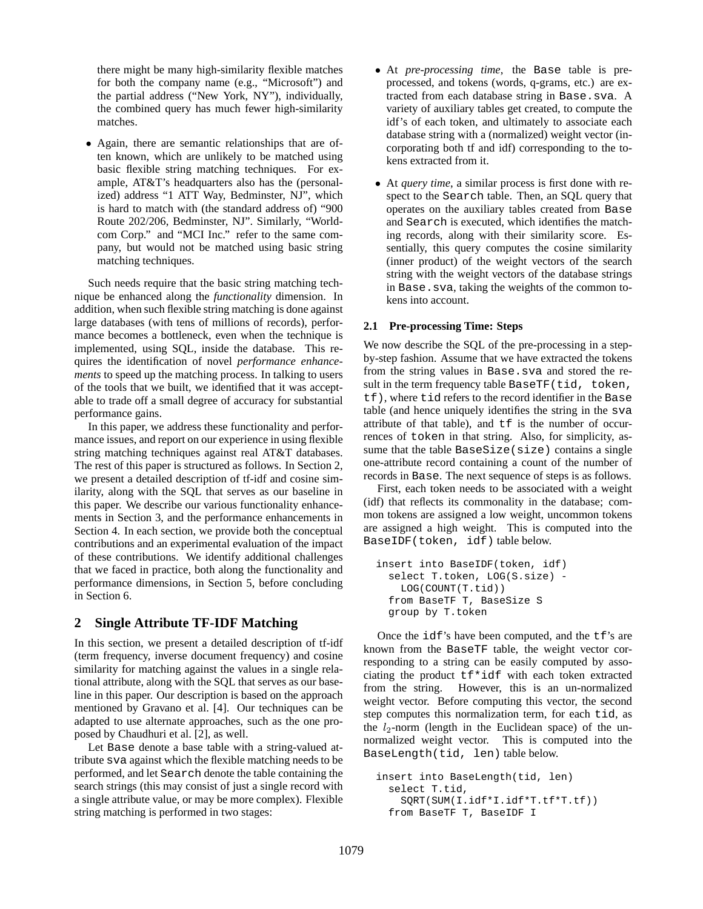there might be many high-similarity flexible matches for both the company name (e.g., "Microsoft") and the partial address ("New York, NY"), individually, the combined query has much fewer high-similarity matches.

- Again, there are semantic relationships that are often known, which are unlikely to be matched using basic flexible string matching techniques. For example, AT&T's headquarters also has the (personalized) address "1 ATT Way, Bedminster, NJ", which is hard to match with (the standard address of) "900 Route 202/206, Bedminster, NJ". Similarly, "Worldcom Corp." and "MCI Inc." refer to the same company, but would not be matched using basic string matching techniques.

Such needs require that the basic string matching technique be enhanced along the *functionality* dimension. In addition, when such flexible string matching is done against large databases (with tens of millions of records), performance becomes a bottleneck, even when the technique is implemented, using SQL, inside the database. This requires the identification of novel *performance enhancements* to speed up the matching process. In talking to users of the tools that we built, we identified that it was acceptable to trade off a small degree of accuracy for substantial performance gains.

In this paper, we address these functionality and performance issues, and report on our experience in using flexible string matching techniques against real AT&T databases. The rest of this paper is structured as follows. In Section 2, we present a detailed description of tf-idf and cosine similarity, along with the SQL that serves as our baseline in this paper. We describe our various functionality enhancements in Section 3, and the performance enhancements in Section 4. In each section, we provide both the conceptual contributions and an experimental evaluation of the impact of these contributions. We identify additional challenges that we faced in practice, both along the functionality and performance dimensions, in Section 5, before concluding in Section 6.

## 2 Single Attribute TF-IDF Matching

In this section, we present a detailed description of tf-idf (term frequency, inverse document frequency) and cosine similarity for matching against the values in a single relational attribute, along with the SQL that serves as our baseline in this paper. Our description is based on the approach mentioned by Gravano et al. [4]. Our techniques can be adapted to use alternate approaches, such as the one proposed by Chaudhuri et al. [2], as well.

Let `Base` denote a base table with a string-valued attribute `sva` against which the flexible matching needs to be performed, and let `Search` denote the table containing the search strings (this may consist of just a single record with a single attribute value, or may be more complex). Flexible string matching is performed in two stages:

- At *pre-processing time*, the `Base` table is pre-processed, and tokens (words, q-grams, etc.) are extracted from each database string in `Base.sva`. A variety of auxiliary tables get created, to compute the idf's of each token, and ultimately to associate each database string with a (normalized) weight vector (incorporating both tf and idf) corresponding to the tokens extracted from it.

- At *query time*, a similar process is first done with respect to the `Search` table. Then, an SQL query that operates on the auxiliary tables created from `Base` and `Search` is executed, which identifies the matching records, along with their similarity score. Essentially, this query computes the cosine similarity (inner product) of the weight vectors of the search string with the weight vectors of the database strings in `Base.sva`, taking the weights of the common tokens into account.

### 2.1 Pre-processing Time: Steps

We now describe the SQL of the pre-processing in a step-by-step fashion. Assume that we have extracted the tokens from the string values in `Base.sva` and stored the result in the term frequency table `BaseTF(tid, token, tf)`, where `tid` refers to the record identifier in the `Base` table (and hence uniquely identifies the string in the `sva` attribute of that table), and `tf` is the number of occurrences of `token` in that string. Also, for simplicity, assume that the table `BaseSize(size)` contains a single one-attribute record containing a count of the number of records in `Base`. The next sequence of steps is as follows.

First, each token needs to be associated with a weight (idf) that reflects its commonality in the database; common tokens are assigned a low weight, uncommon tokens are assigned a high weight. This is computed into the `BaseIDF(token, idf)` table below.

```
insert into BaseIDF(token, idf)
  select T.token, LOG(S.size) -
    LOG(COUNT(T.tid))
  from BaseTF T, BaseSize S
  group by T.token
```

Once the `idf`'s have been computed, and the `tf`'s are known from the `BaseTF` table, the weight vector corresponding to a string can be easily computed by associating the product `tf*idf` with each token extracted from the string. However, this is an un-normalized weight vector. Before computing this vector, the second step computes this normalization term, for each `tid`, as the $l_2$-norm (length in the Euclidean space) of the un-normalized weight vector. This is computed into the `BaseLength(tid, len)` table below.

```
insert into BaseLength(tid, len)
  select T.tid,
    SQRT(SUM(I.idf*I.idf*T.tf*T.tf))
  from BaseTF T, BaseIDF I
```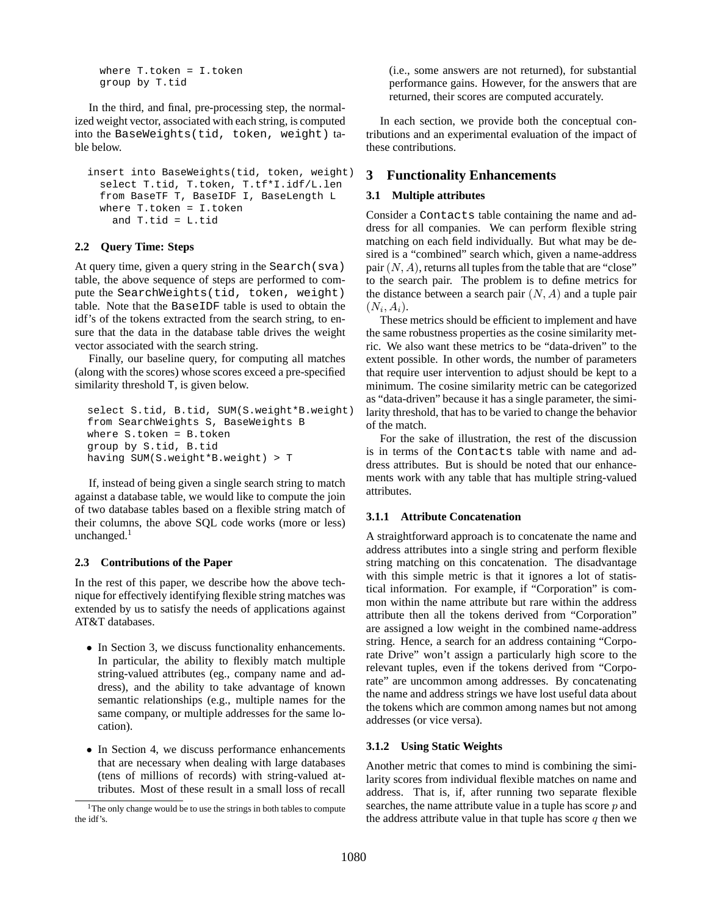```
where T.token = I.token
group by T.tid
```

In the third, and final, pre-processing step, the normalized weight vector, associated with each string, is computed into the `BaseWeights(tid, token, weight)` table below.

```
insert into BaseWeights(tid, token, weight)
  select T.tid, T.token, T.tf*I.idf/L.len
  from BaseTF T, BaseIDF I, BaseLength L
  where T.token = I.token
    and T.tid = L.tid
```

### 2.2 Query Time: Steps

At query time, given a query string in the `Search(sva)` table, the above sequence of steps are performed to compute the `SearchWeights(tid, token, weight)` table. Note that the `BaseIDF` table is used to obtain the idf's of the tokens extracted from the search string, to ensure that the data in the database table drives the weight vector associated with the search string.

Finally, our baseline query, for computing all matches (along with the scores) whose scores exceed a pre-specified similarity threshold T, is given below.

```
select S.tid, B.tid, SUM(S.weight*B.weight)
from SearchWeights S, BaseWeights B
where S.token = B.token
group by S.tid, B.tid
having SUM(S.weight*B.weight) > T
```

If, instead of being given a single search string to match against a database table, we would like to compute the join of two database tables based on a flexible string match of their columns, the above SQL code works (more or less) unchanged.[1]

### 2.3 Contributions of the Paper

In the rest of this paper, we describe how the above technique for effectively identifying flexible string matches was extended by us to satisfy the needs of applications against AT&T databases.

- In Section 3, we discuss functionality enhancements. In particular, the ability to flexibly match multiple string-valued attributes (eg., company name and address), and the ability to take advantage of known semantic relationships (e.g., multiple names for the same company, or multiple addresses for the same location).
- In Section 4, we discuss performance enhancements that are necessary when dealing with large databases (tens of millions of records) with string-valued attributes. Most of these result in a small loss of recall (i.e., some answers are not returned), for substantial performance gains. However, for the answers that are returned, their scores are computed accurately.

In each section, we provide both the conceptual contributions and an experimental evaluation of the impact of these contributions.

[1] The only change would be to use the strings in both tables to compute the idf's.

## 3 Functionality Enhancements

### 3.1 Multiple attributes

Consider a `Contacts` table containing the name and address for all companies. We can perform flexible string matching on each field individually. But what may be desired is a "combined" search which, given a name-address pair $(N, A)$, returns all tuples from the table that are "close" to the search pair. The problem is to define metrics for the distance between a search pair $(N, A)$ and a tuple pair $(N_i, A_i)$.

These metrics should be efficient to implement and have the same robustness properties as the cosine similarity metric. We also want these metrics to be "data-driven" to the extent possible. In other words, the number of parameters that require user intervention to adjust should be kept to a minimum. The cosine similarity metric can be categorized as "data-driven" because it has a single parameter, the similarity threshold, that has to be varied to change the behavior of the match.

For the sake of illustration, the rest of the discussion is in terms of the `Contacts` table with name and address attributes. But is should be noted that our enhancements work with any table that has multiple string-valued attributes.

#### 3.1.1 Attribute Concatenation

A straightforward approach is to concatenate the name and address attributes into a single string and perform flexible string matching on this concatenation. The disadvantage with this simple metric is that it ignores a lot of statistical information. For example, if "Corporation" is common within the name attribute but rare within the address attribute then all the tokens derived from "Corporation" are assigned a low weight in the combined name-address string. Hence, a search for an address containing "Corporate Drive" won't assign a particularly high score to the relevant tuples, even if the tokens derived from "Corporate" are uncommon among addresses. By concatenating the name and address strings we have lost useful data about the tokens which are common among names but not among addresses (or vice versa).

#### 3.1.2 Using Static Weights

Another metric that comes to mind is combining the similarity scores from individual flexible matches on name and address. That is, if, after running two separate flexible searches, the name attribute value in a tuple has score $p$ and the address attribute value in that tuple has score $q$ then we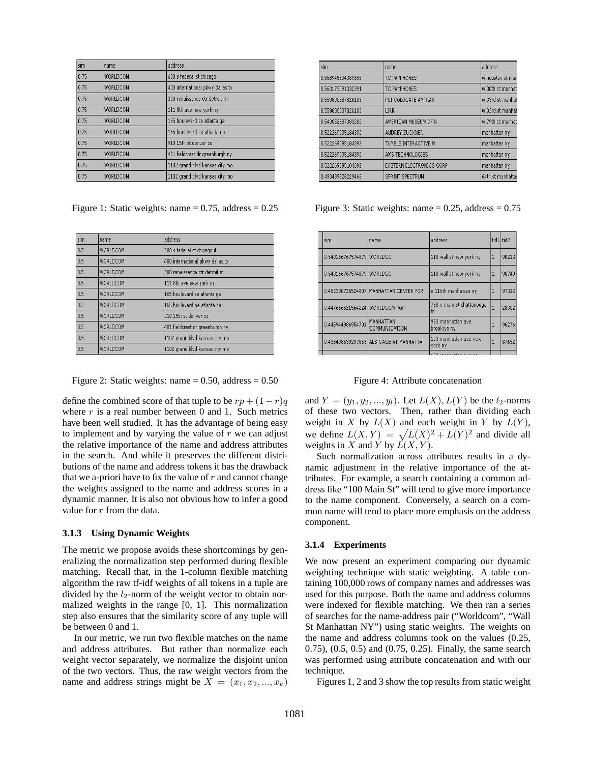| sim | name | address |
|---|---|---|
| 0.75 | WORLDCOM | 600 s federal st chicago il |
| 0.75 | WORLDCOM | 400 international pkwy dallas tx |
| 0.75 | WORLDCOM | 300 renaissance ctr detroit mi |
| 0.75 | WORLDCOM | 111 8th ave new york ny |
| 0.75 | WORLDCOM | 165 boulevard se atlanta ga |
| 0.75 | WORLDCOM | 165 boulevard ne atlanta ga |
| 0.75 | WORLDCOM | 910 15th st denver co |
| 0.75 | WORLDCOM | 401 fieldcrest dr greenburgh ny |
| 0.75 | WORLDCOM | 1102 grand blvd kansas city mo |
| 0.75 | WORLDCOM | 1102 grand blvd kansas city mo |

Figure 1: Static weights: name = 0.75, address = 0.25

| sim | name | address |
|---|---|---|
| 0.5 | WORLDCOM | 600 s federal st chicago il |
| 0.5 | WORLDCOM | 400 international pkwy dallas tx |
| 0.5 | WORLDCOM | 300 renaissance ctr detroit mi |
| 0.5 | WORLDCOM | 111 8th ave new york ny |
| 0.5 | WORLDCOM | 165 boulevard se atlanta ga |
| 0.5 | WORLDCOM | 165 boulevard ne atlanta ga |
| 0.5 | WORLDCOM | 910 15th st denver co |
| 0.5 | WORLDCOM | 401 fieldcrest dr greenburgh ny |
| 0.5 | WORLDCOM | 1102 grand blvd kansas city mo |
| 0.5 | WORLDCOM | 1102 grand blvd kansas city mo |

Figure 2: Static weights: name = 0.50, address = 0.50

define the combined score of that tuple to be $rp + (1 - r)q$ where $r$ is a real number between 0 and 1. Such metrics have been well studied. It has the advantage of being easy to implement and by varying the value of $r$ we can adjust the relative importance of the name and address attributes in the search. And while it preserves the different distributions of the name and address tokens it has the drawback that we a-priori have to fix the value of $r$ and cannot change the weights assigned to the name and address scores in a dynamic manner. It is also not obvious how to infer a good value for $r$ from the data.

### 3.1.3 Using Dynamic Weights

The metric we propose avoids these shortcomings by generalizing the normalization step performed during flexible matching. Recall that, in the 1-column flexible matching algorithm the raw tf-idf weights of all tokens in a tuple are divided by the $l_2$-norm of the weight vector to obtain normalized weights in the range [0, 1]. This normalization step also ensures that the similarity score of any tuple will be between 0 and 1.

In our metric, we run two flexible matches on the name and address attributes. But rather than normalize each weight vector separately, we normalize the disjoint union of the two vectors. Thus, the raw weight vectors from the name and address strings might be $X = (x_1, x_2, ..., x_k)$

| sim | name | address |
|---|---|---|
| 0.568945894389856 | TC PAYPHONES | w houston st man |
| 0.563179091332391 | TC PAYPHONES | w 30th st manhat |
| 0.559800387826103 | PSI COLOCATE AMTRAK | w 33rd st manhat |
| 0.559800387826103 | LIRR | w 33rd st manhat |
| 0.543052687383282 | AMERICAN MUSEUM OF N | w 79th st manhat |
| 0.522269095184392 | AUDREY ZUCKNER | manhattan ny |
| 0.522269095184392 | TUMBLE INTERACTIVE M | manhattan ny |
| 0.522269095184392 | AMS TECHNOLOGIES | manhattan ny |
| 0.522269095184392 | EASTERN ELECTRONICS CORP | manhattan ny |
| 0.493439926229466 | SPRINT SPECTRUM | 64th st manhatta |

Figure 3: Static weights: name = 0.25, address = 0.75

| sim | name | address | tid1 | tid2 |
|---|---|---|---|---|
| 0.540166767574379 | WORLDCO | 110 wall st new york ny | 1 | 90213 |
| 0.540166767574379 | WORLDCO | 110 wall st new york ny | 1 | 90740 |
| 0.482300726524807 | MANHATTAN CENTER FOR | e 116th manhattan ny | 1 | 97312 |
| 0.447666521564224 | WORLDCOM POP | 750 e main st chattanooga tn | 1 | 28302 |
| 0.445944986954701 | MANHATTAN COMMUNICATION | 963 manhattan ave brooklyn ny | 1 | 96276 |
| 0.438408539297653 | ALS CAGE AT MANHATTA | 193 manhattan ave new york ny | 1 | 87652 |

Figure 4: Attribute concatenation

and $Y = (y_1, y_2, ..., y_l)$. Let $L(X), L(Y)$ be the $l_2$-norms of these two vectors. Then, rather than dividing each weight in $X$ by $L(X)$ and each weight in $Y$ by $L(Y)$, we define $L(X, Y) = \sqrt{L(X)^2 + L(Y)^2}$ and divide all weights in $X$ and $Y$ by $L(X, Y)$.

Such normalization across attributes results in a dynamic adjustment in the relative importance of the attributes. For example, a search containing a common address like "100 Main St" will tend to give more importance to the name component. Conversely, a search on a common name will tend to place more emphasis on the address component.

### 3.1.4 Experiments

We now present an experiment comparing our dynamic weighting technique with static weighting. A table containing 100,000 rows of company names and addresses was used for this purpose. Both the name and address columns were indexed for flexible matching. We then ran a series of searches for the name-address pair ("Worldcom", "Wall St Manhattan NY") using static weights. The weights on the name and address columns took on the values (0.25, 0.75), (0.5, 0.5) and (0.75, 0.25). Finally, the same search was performed using attribute concatenation and with our technique.

Figures 1, 2 and 3 show the top results from static weight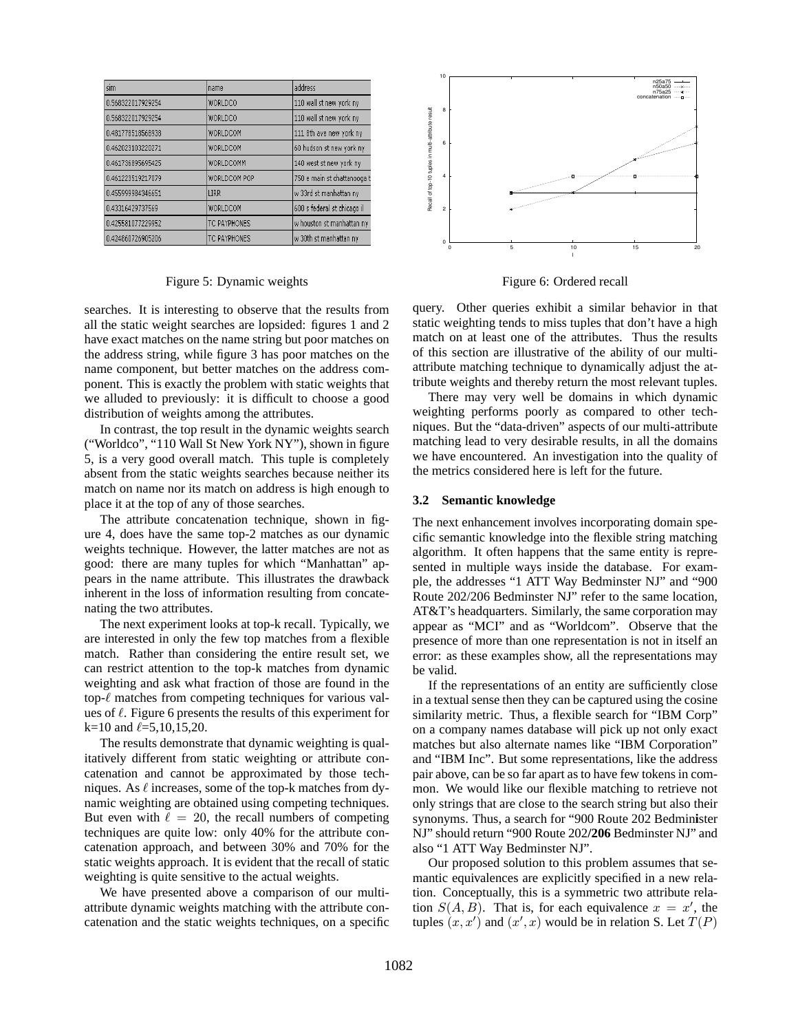| sim | name | address |
| --- | --- | --- |
| 0.568322017929254 | WORLDCO | 110 wall st new york ny |
| 0.568322017929254 | WORLDCO | 110 wall st new york ny |
| 0.481778518568938 | WORLDCOM | 111 8th ave new york ny |
| 0.462023103220271 | WORLDCOM | 60 hudson st new york ny |
| 0.461736895695425 | WORLDCOMM | 140 west st new york ny |
| 0.461223519217079 | WORLDCOM POP | 750 e main st chattanooga t |
| 0.455999984346651 | LIRR | w 33rd st manhattan ny |
| 0.43316429737569 | WORLDCOM | 600 s federal st chicago il |
| 0.425581077229952 | TC PAYPHONES | w houston st manhattan ny |
| 0.424860726905206 | TC PAYPHONES | w 30th st manhattan ny |

Figure 5: Dynamic weights

Figure 6: Ordered recall

searches. It is interesting to observe that the results from all the static weight searches are lopsided: figures 1 and 2 have exact matches on the name string but poor matches on the address string, while figure 3 has poor matches on the name component, but better matches on the address component. This is exactly the problem with static weights that we alluded to previously: it is difficult to choose a good distribution of weights among the attributes.

In contrast, the top result in the dynamic weights search ("Worldco", "110 Wall St New York NY"), shown in figure 5, is a very good overall match. This tuple is completely absent from the static weights searches because neither its match on name nor its match on address is high enough to place it at the top of any of those searches.

The attribute concatenation technique, shown in figure 4, does have the same top-2 matches as our dynamic weights technique. However, the latter matches are not as good: there are many tuples for which "Manhattan" appears in the name attribute. This illustrates the drawback inherent in the loss of information resulting from concatenating the two attributes.

The next experiment looks at top-k recall. Typically, we are interested in only the few top matches from a flexible match. Rather than considering the entire result set, we can restrict attention to the top-k matches from dynamic weighting and ask what fraction of those are found in the top-$\ell$ matches from competing techniques for various values of $\ell$. Figure 6 presents the results of this experiment for k=10 and $\ell$=5,10,15,20.

The results demonstrate that dynamic weighting is qualitatively different from static weighting or attribute concatenation and cannot be approximated by those techniques. As $\ell$ increases, some of the top-k matches from dynamic weighting are obtained using competing techniques. But even with $\ell = 20$, the recall numbers of competing techniques are quite low: only 40% for the attribute concatenation approach, and between 30% and 70% for the static weights approach. It is evident that the recall of static weighting is quite sensitive to the actual weights.

We have presented above a comparison of our multi-attribute dynamic weights matching with the attribute concatenation and the static weights techniques, on a specific query. Other queries exhibit a similar behavior in that static weighting tends to miss tuples that don't have a high match on at least one of the attributes. Thus the results of this section are illustrative of the ability of our multi-attribute matching technique to dynamically adjust the attribute weights and thereby return the most relevant tuples.

There may very well be domains in which dynamic weighting performs poorly as compared to other techniques. But the "data-driven" aspects of our multi-attribute matching lead to very desirable results, in all the domains we have encountered. An investigation into the quality of the metrics considered here is left for the future.

### 3.2 Semantic knowledge

The next enhancement involves incorporating domain specific semantic knowledge into the flexible string matching algorithm. It often happens that the same entity is represented in multiple ways inside the database. For example, the addresses "1 ATT Way Bedminster NJ" and "900 Route 202/206 Bedminster NJ" refer to the same location, AT&T's headquarters. Similarly, the same corporation may appear as "MCI" and as "Worldcom". Observe that the presence of more than one representation is not in itself an error: as these examples show, all the representations may be valid.

If the representations of an entity are sufficiently close in a textual sense then they can be captured using the cosine similarity metric. Thus, a flexible search for "IBM Corp" on a company names database will pick up not only exact matches but also alternate names like "IBM Corporation" and "IBM Inc". But some representations, like the address pair above, can be so far apart as to have few tokens in common. We would like our flexible matching to retrieve not only strings that are close to the search string but also their synonyms. Thus, a search for "900 Route 202 Bedmin**i**ster NJ" should return "900 Route 202/**206** Bedminster NJ" and also "1 ATT Way Bedminster NJ".

Our proposed solution to this problem assumes that semantic equivalences are explicitly specified in a new relation. Conceptually, this is a symmetric two attribute relation $S(A, B)$. That is, for each equivalence $x = x'$, the tuples $(x, x')$ and $(x', x)$ would be in relation S. Let $T(P)$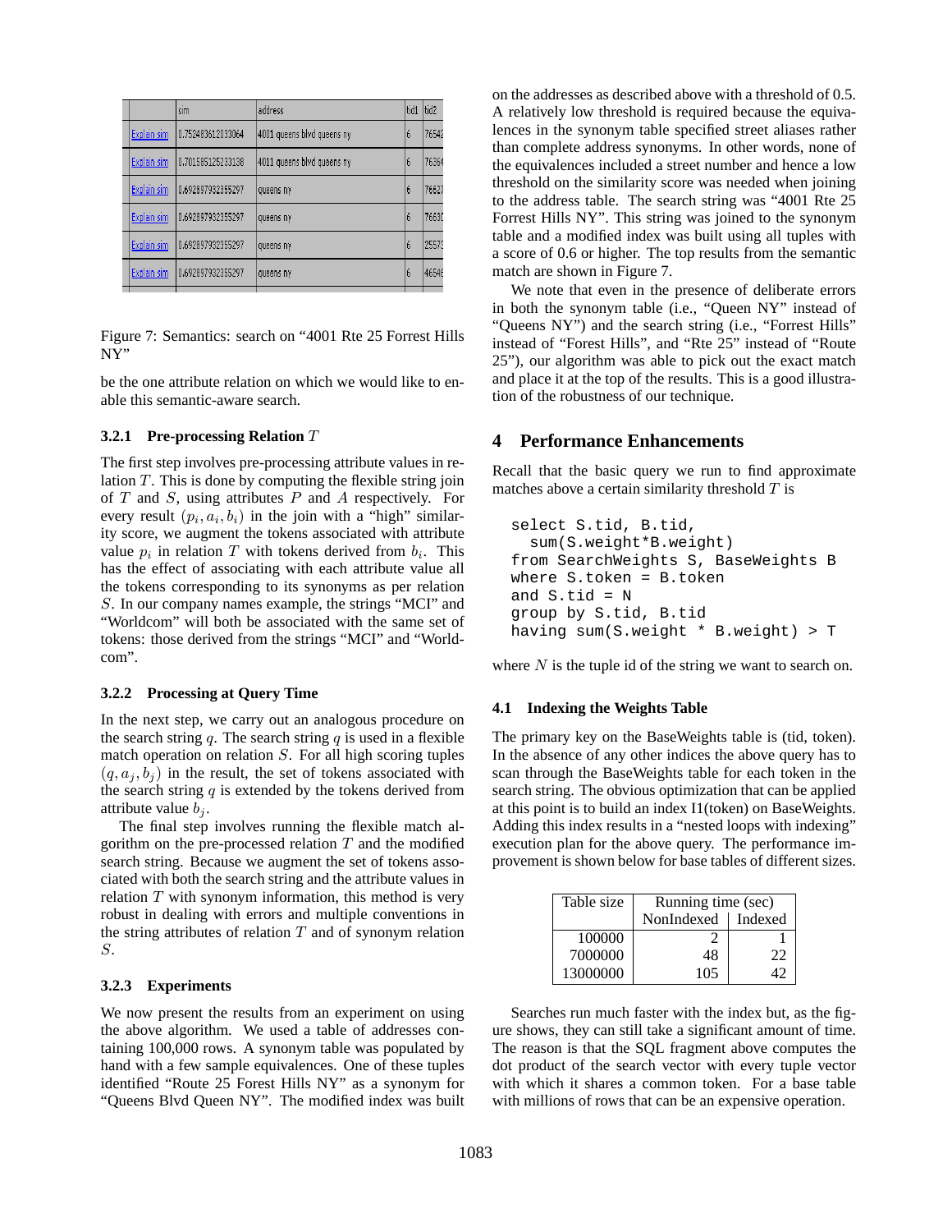| | sim | address | tid1 | tid2 |
|---|---|---|---|---|
| Explain sim | 0.752483612033064 | 4001 queens blvd queens ny | 6 | 76542 |
| Explain sim | 0.701585125233138 | 4011 queens blvd queens ny | 6 | 76364 |
| Explain sim | 0.692897932355297 | queens ny | 6 | 76627 |
| Explain sim | 0.692897932355297 | queens ny | 6 | 76630 |
| Explain sim | 0.692897932355297 | queens ny | 6 | 25573 |
| Explain sim | 0.692897932355297 | queens ny | 6 | 46546 |

Figure 7: Semantics: search on "4001 Rte 25 Forrest Hills NY"

be the one attribute relation on which we would like to enable this semantic-aware search.

### 3.2.1 Pre-processing Relation $T$

The first step involves pre-processing attribute values in relation $T$. This is done by computing the flexible string join of $T$ and $S$, using attributes $P$ and $A$ respectively. For every result $(p_i, a_i, b_i)$ in the join with a "high" similarity score, we augment the tokens associated with attribute value $p_i$ in relation $T$ with tokens derived from $b_i$. This has the effect of associating with each attribute value all the tokens corresponding to its synonyms as per relation $S$. In our company names example, the strings "MCI" and "Worldcom" will both be associated with the same set of tokens: those derived from the strings "MCI" and "Worldcom".

### 3.2.2 Processing at Query Time

In the next step, we carry out an analogous procedure on the search string $q$. The search string $q$ is used in a flexible match operation on relation $S$. For all high scoring tuples $(q, a_j, b_j)$ in the result, the set of tokens associated with the search string $q$ is extended by the tokens derived from attribute value $b_j$.

The final step involves running the flexible match algorithm on the pre-processed relation $T$ and the modified search string. Because we augment the set of tokens associated with both the search string and the attribute values in relation $T$ with synonym information, this method is very robust in dealing with errors and multiple conventions in the string attributes of relation $T$ and of synonym relation $S$.

### 3.2.3 Experiments

We now present the results from an experiment on using the above algorithm. We used a table of addresses containing 100,000 rows. A synonym table was populated by hand with a few sample equivalences. One of these tuples identified "Route 25 Forest Hills NY" as a synonym for "Queens Blvd Queen NY". The modified index was built on the addresses as described above with a threshold of 0.5. A relatively low threshold is required because the equivalences in the synonym table specified street aliases rather than complete address synonyms. In other words, none of the equivalences included a street number and hence a low threshold on the similarity score was needed when joining to the address table. The search string was "4001 Rte 25 Forrest Hills NY". This string was joined to the synonym table and a modified index was built using all tuples with a score of 0.6 or higher. The top results from the semantic match are shown in Figure 7.

We note that even in the presence of deliberate errors in both the synonym table (i.e., "Queen NY" instead of "Queens NY") and the search string (i.e., "Forrest Hills" instead of "Forest Hills", and "Rte 25" instead of "Route 25"), our algorithm was able to pick out the exact match and place it at the top of the results. This is a good illustration of the robustness of our technique.

## 4 Performance Enhancements

Recall that the basic query we run to find approximate matches above a certain similarity threshold $T$ is

```
select S.tid, B.tid,
  sum(S.weight*B.weight)
from SearchWeights S, BaseWeights B
where S.token = B.token
and S.tid = N
group by S.tid, B.tid
having sum(S.weight * B.weight) > T
```

where $N$ is the tuple id of the string we want to search on.

### 4.1 Indexing the Weights Table

The primary key on the BaseWeights table is (tid, token). In the absence of any other indices the above query has to scan through the BaseWeights table for each token in the search string. The obvious optimization that can be applied at this point is to build an index I1(token) on BaseWeights. Adding this index results in a "nested loops with indexing" execution plan for the above query. The performance improvement is shown below for base tables of different sizes.

| Table size | Running time (sec) | |
|---|---|---|
| | NonIndexed | Indexed |
| 100000 | 2 | 1 |
| 7000000 | 48 | 22 |
| 13000000 | 105 | 42 |

Searches run much faster with the index but, as the figure shows, they can still take a significant amount of time. The reason is that the SQL fragment above computes the dot product of the search vector with every tuple vector with which it shares a common token. For a base table with millions of rows that can be an expensive operation.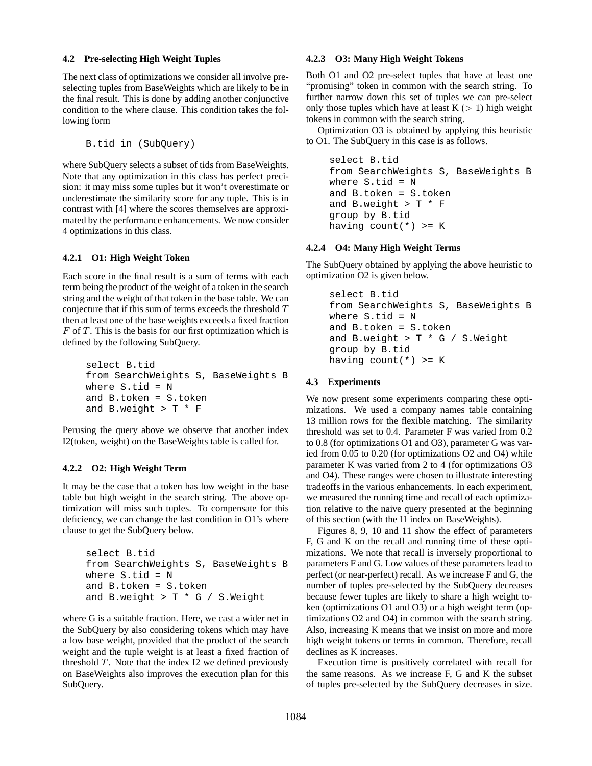### 4.2 Pre-selecting High Weight Tuples

The next class of optimizations we consider all involve pre-selecting tuples from BaseWeights which are likely to be in the final result. This is done by adding another conjunctive condition to the where clause. This condition takes the following form

```
B.tid in (SubQuery)
```

where SubQuery selects a subset of tids from BaseWeights. Note that any optimization in this class has perfect precision: it may miss some tuples but it won't overestimate or underestimate the similarity score for any tuple. This is in contrast with [4] where the scores themselves are approximated by the performance enhancements. We now consider 4 optimizations in this class.

#### 4.2.1 O1: High Weight Token

Each score in the final result is a sum of terms with each term being the product of the weight of a token in the search string and the weight of that token in the base table. We can conjecture that if this sum of terms exceeds the threshold $T$ then at least one of the base weights exceeds a fixed fraction $F$ of $T$. This is the basis for our first optimization which is defined by the following SubQuery.

```
select B.tid
from SearchWeights S, BaseWeights B
where S.tid = N
and B.token = S.token
and B.weight > T * F
```

Perusing the query above we observe that another index I2(token, weight) on the BaseWeights table is called for.

#### 4.2.2 O2: High Weight Term

It may be the case that a token has low weight in the base table but high weight in the search string. The above optimization will miss such tuples. To compensate for this deficiency, we can change the last condition in O1's where clause to get the SubQuery below.

```
select B.tid
from SearchWeights S, BaseWeights B
where S.tid = N
and B.token = S.token
and B.weight > T * G / S.Weight
```

where G is a suitable fraction. Here, we cast a wider net in the SubQuery by also considering tokens which may have a low base weight, provided that the product of the search weight and the tuple weight is at least a fixed fraction of threshold $T$. Note that the index I2 we defined previously on BaseWeights also improves the execution plan for this SubQuery.

#### 4.2.3 O3: Many High Weight Tokens

Both O1 and O2 pre-select tuples that have at least one "promising" token in common with the search string. To further narrow down this set of tuples we can pre-select only those tuples which have at least K ($> 1$) high weight tokens in common with the search string.

Optimization O3 is obtained by applying this heuristic to O1. The SubQuery in this case is as follows.

```
select B.tid
from SearchWeights S, BaseWeights B
where S.tid = N
and B.token = S.token
and B.weight > T * F
group by B.tid
having count(*) >= K
```

#### 4.2.4 O4: Many High Weight Terms

The SubQuery obtained by applying the above heuristic to optimization O2 is given below.

```
select B.tid
from SearchWeights S, BaseWeights B
where S.tid = N
and B.token = S.token
and B.weight > T * G / S.Weight
group by B.tid
having count(*) >= K
```

### 4.3 Experiments

We now present some experiments comparing these optimizations. We used a company names table containing 13 million rows for the flexible matching. The similarity threshold was set to 0.4. Parameter F was varied from 0.2 to 0.8 (for optimizations O1 and O3), parameter G was varied from 0.05 to 0.20 (for optimizations O2 and O4) while parameter K was varied from 2 to 4 (for optimizations O3 and O4). These ranges were chosen to illustrate interesting tradeoffs in the various enhancements. In each experiment, we measured the running time and recall of each optimization relative to the naive query presented at the beginning of this section (with the I1 index on BaseWeights).

Figures 8, 9, 10 and 11 show the effect of parameters F, G and K on the recall and running time of these optimizations. We note that recall is inversely proportional to parameters F and G. Low values of these parameters lead to perfect (or near-perfect) recall. As we increase F and G, the number of tuples pre-selected by the SubQuery decreases because fewer tuples are likely to share a high weight token (optimizations O1 and O3) or a high weight term (optimizations O2 and O4) in common with the search string. Also, increasing K means that we insist on more and more high weight tokens or terms in common. Therefore, recall declines as K increases.

Execution time is positively correlated with recall for the same reasons. As we increase F, G and K the subset of tuples pre-selected by the SubQuery decreases in size.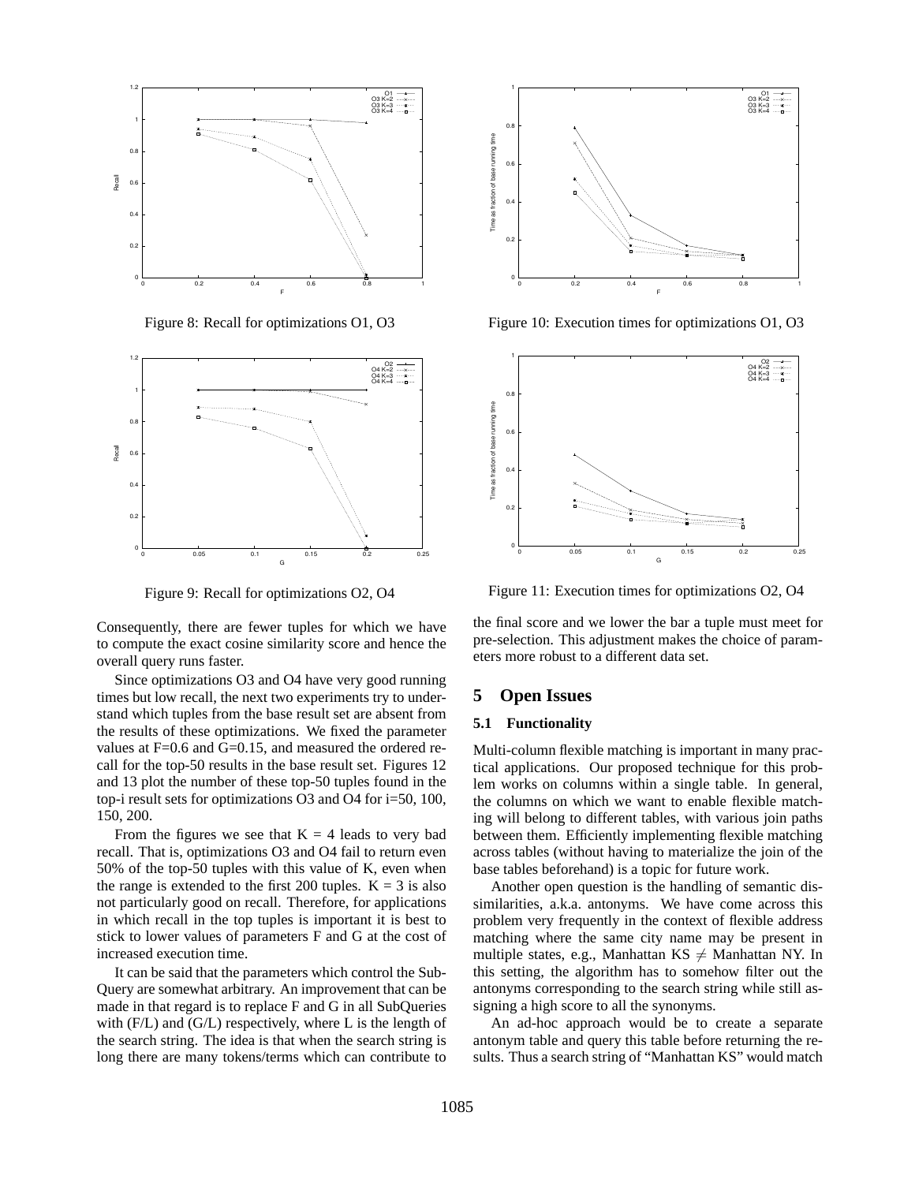Figure 8: Recall for optimizations O1, O3

Figure 9: Recall for optimizations O2, O4

Figure 10: Execution times for optimizations O1, O3

Figure 11: Execution times for optimizations O2, O4

Consequently, there are fewer tuples for which we have to compute the exact cosine similarity score and hence the overall query runs faster.

Since optimizations O3 and O4 have very good running times but low recall, the next two experiments try to understand which tuples from the base result set are absent from the results of these optimizations. We fixed the parameter values at F=0.6 and G=0.15, and measured the ordered recall for the top-50 results in the base result set. Figures 12 and 13 plot the number of these top-50 tuples found in the top-i result sets for optimizations O3 and O4 for i=50, 100, 150, 200.

From the figures we see that K = 4 leads to very bad recall. That is, optimizations O3 and O4 fail to return even 50% of the top-50 tuples with this value of K, even when the range is extended to the first 200 tuples. K = 3 is also not particularly good on recall. Therefore, for applications in which recall in the top tuples is important it is best to stick to lower values of parameters F and G at the cost of increased execution time.

It can be said that the parameters which control the SubQuery are somewhat arbitrary. An improvement that can be made in that regard is to replace F and G in all SubQueries with (F/L) and (G/L) respectively, where L is the length of the search string. The idea is that when the search string is long there are many tokens/terms which can contribute to the final score and we lower the bar a tuple must meet for pre-selection. This adjustment makes the choice of parameters more robust to a different data set.

## 5 Open Issues

### 5.1 Functionality

Multi-column flexible matching is important in many practical applications. Our proposed technique for this problem works on columns within a single table. In general, the columns on which we want to enable flexible matching will belong to different tables, with various join paths between them. Efficiently implementing flexible matching across tables (without having to materialize the join of the base tables beforehand) is a topic for future work.

Another open question is the handling of semantic dissimilarities, a.k.a. antonyms. We have come across this problem very frequently in the context of flexible address matching where the same city name may be present in multiple states, e.g., Manhattan KS $\neq$ Manhattan NY. In this setting, the algorithm has to somehow filter out the antonyms corresponding to the search string while still assigning a high score to all the synonyms.

An ad-hoc approach would be to create a separate antonym table and query this table before returning the results. Thus a search string of "Manhattan KS" would match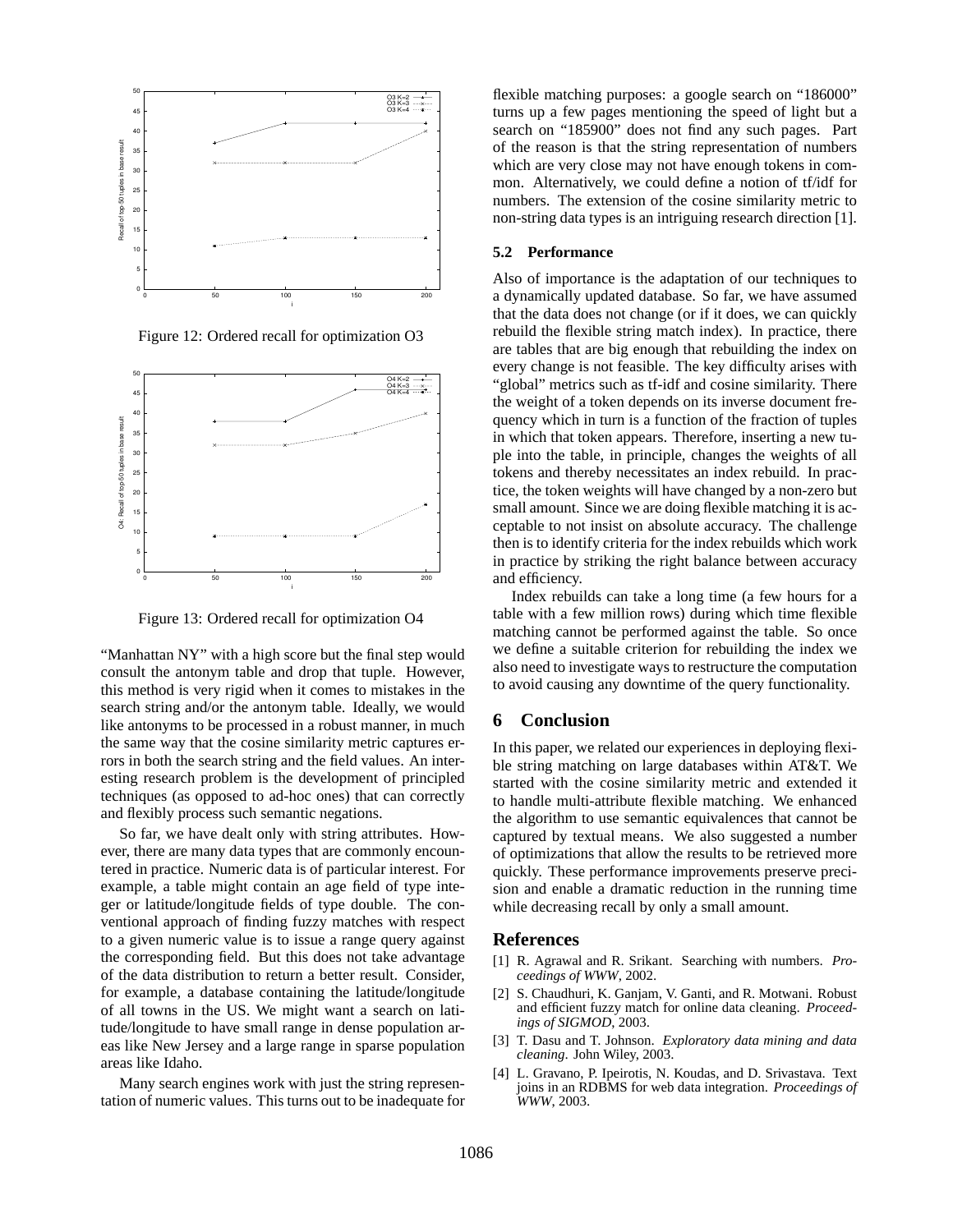50
45
40
35
30
25
20
15
10
5
0

0 50 100 150 200

i

Recall of top-50 tuples in base result

O3 K=2
O3 K=3
O3 K=4

Figure 12: Ordered recall for optimization O3

50
45
40
35
30
25
20
15
10
5
0

0 50 100 150 200

i

O4: Recall of top-50 tuples in base result

O4 K=2
O4 K=3
O4 K=4

Figure 13: Ordered recall for optimization O4

"Manhattan NY" with a high score but the final step would consult the antonym table and drop that tuple. However, this method is very rigid when it comes to mistakes in the search string and/or the antonym table. Ideally, we would like antonyms to be processed in a robust manner, in much the same way that the cosine similarity metric captures errors in both the search string and the field values. An interesting research problem is the development of principled techniques (as opposed to ad-hoc ones) that can correctly and flexibly process such semantic negations.

So far, we have dealt only with string attributes. However, there are many data types that are commonly encountered in practice. Numeric data is of particular interest. For example, a table might contain an age field of type integer or latitude/longitude fields of type double. The conventional approach of finding fuzzy matches with respect to a given numeric value is to issue a range query against the corresponding field. But this does not take advantage of the data distribution to return a better result. Consider, for example, a database containing the latitude/longitude of all towns in the US. We might want a search on latitude/longitude to have small range in dense population areas like New Jersey and a large range in sparse population areas like Idaho.

Many search engines work with just the string representation of numeric values. This turns out to be inadequate for flexible matching purposes: a google search on "186000" turns up a few pages mentioning the speed of light but a search on "185900" does not find any such pages. Part of the reason is that the string representation of numbers which are very close may not have enough tokens in common. Alternatively, we could define a notion of tf/idf for numbers. The extension of the cosine similarity metric to non-string data types is an intriguing research direction [1].

### 5.2 Performance

Also of importance is the adaptation of our techniques to a dynamically updated database. So far, we have assumed that the data does not change (or if it does, we can quickly rebuild the flexible string match index). In practice, there are tables that are big enough that rebuilding the index on every change is not feasible. The key difficulty arises with "global" metrics such as tf-idf and cosine similarity. There the weight of a token depends on its inverse document frequency which in turn is a function of the fraction of tuples in which that token appears. Therefore, inserting a new tuple into the table, in principle, changes the weights of all tokens and thereby necessitates an index rebuild. In practice, the token weights will have changed by a non-zero but small amount. Since we are doing flexible matching it is acceptable to not insist on absolute accuracy. The challenge then is to identify criteria for the index rebuilds which work in practice by striking the right balance between accuracy and efficiency.

Index rebuilds can take a long time (a few hours for a table with a few million rows) during which time flexible matching cannot be performed against the table. So once we define a suitable criterion for rebuilding the index we also need to investigate ways to restructure the computation to avoid causing any downtime of the query functionality.

## 6 Conclusion

In this paper, we related our experiences in deploying flexible string matching on large databases within AT&T. We started with the cosine similarity metric and extended it to handle multi-attribute flexible matching. We enhanced the algorithm to use semantic equivalences that cannot be captured by textual means. We also suggested a number of optimizations that allow the results to be retrieved more quickly. These performance improvements preserve precision and enable a dramatic reduction in the running time while decreasing recall by only a small amount.

## References

[1] R. Agrawal and R. Srikant. Searching with numbers. *Proceedings of WWW*, 2002.

[2] S. Chaudhuri, K. Ganjam, V. Ganti, and R. Motwani. Robust and efficient fuzzy match for online data cleaning. *Proceedings of SIGMOD*, 2003.

[3] T. Dasu and T. Johnson. *Exploratory data mining and data cleaning*. John Wiley, 2003.

[4] L. Gravano, P. Ipeirotis, N. Koudas, and D. Srivastava. Text joins in an RDBMS for web data integration. *Proceedings of WWW*, 2003.